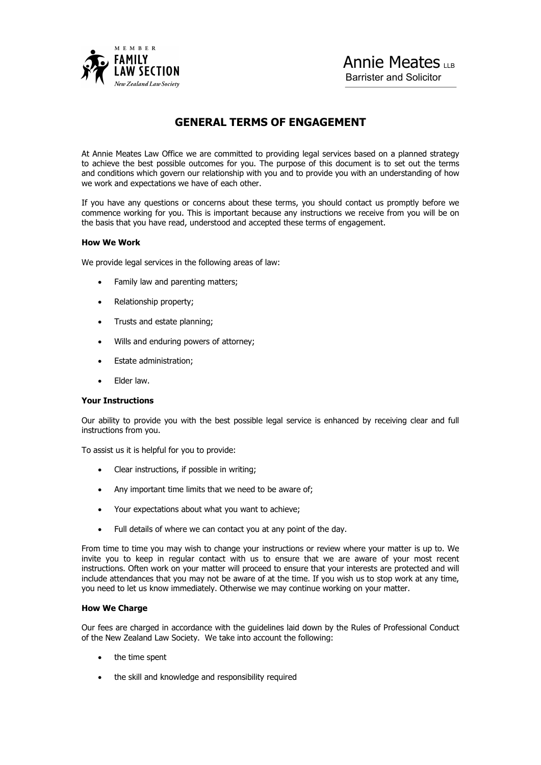MEMBER
**FAMILY LAW SECTION**
*New Zealand Law Society*

Annie Meates LLB
Barrister and Solicitor

# GENERAL TERMS OF ENGAGEMENT

At Annie Meates Law Office we are committed to providing legal services based on a planned strategy to achieve the best possible outcomes for you. The purpose of this document is to set out the terms and conditions which govern our relationship with you and to provide you with an understanding of how we work and expectations we have of each other.

If you have any questions or concerns about these terms, you should contact us promptly before we commence working for you. This is important because any instructions we receive from you will be on the basis that you have read, understood and accepted these terms of engagement.

**How We Work**

We provide legal services in the following areas of law:

- Family law and parenting matters;
- Relationship property;
- Trusts and estate planning;
- Wills and enduring powers of attorney;
- Estate administration;
- Elder law.

**Your Instructions**

Our ability to provide you with the best possible legal service is enhanced by receiving clear and full instructions from you.

To assist us it is helpful for you to provide:

- Clear instructions, if possible in writing;
- Any important time limits that we need to be aware of;
- Your expectations about what you want to achieve;
- Full details of where we can contact you at any point of the day.

From time to time you may wish to change your instructions or review where your matter is up to. We invite you to keep in regular contact with us to ensure that we are aware of your most recent instructions. Often work on your matter will proceed to ensure that your interests are protected and will include attendances that you may not be aware of at the time. If you wish us to stop work at any time, you need to let us know immediately. Otherwise we may continue working on your matter.

**How We Charge**

Our fees are charged in accordance with the guidelines laid down by the Rules of Professional Conduct of the New Zealand Law Society. We take into account the following:

- the time spent
- the skill and knowledge and responsibility required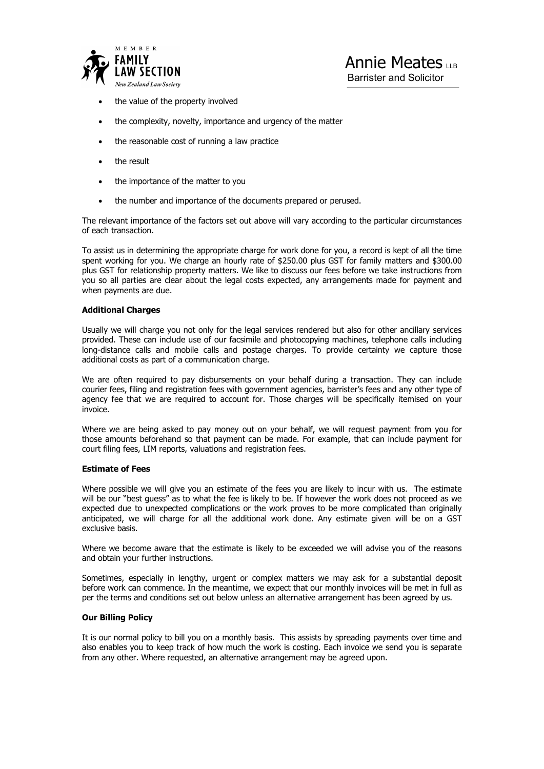- the value of the property involved
- the complexity, novelty, importance and urgency of the matter
- the reasonable cost of running a law practice
- the result
- the importance of the matter to you
- the number and importance of the documents prepared or perused.

The relevant importance of the factors set out above will vary according to the particular circumstances of each transaction.

To assist us in determining the appropriate charge for work done for you, a record is kept of all the time spent working for you. We charge an hourly rate of $250.00 plus GST for family matters and $300.00 plus GST for relationship property matters. We like to discuss our fees before we take instructions from you so all parties are clear about the legal costs expected, any arrangements made for payment and when payments are due.

**Additional Charges**

Usually we will charge you not only for the legal services rendered but also for other ancillary services provided. These can include use of our facsimile and photocopying machines, telephone calls including long-distance calls and mobile calls and postage charges. To provide certainty we capture those additional costs as part of a communication charge.

We are often required to pay disbursements on your behalf during a transaction. They can include courier fees, filing and registration fees with government agencies, barrister's fees and any other type of agency fee that we are required to account for. Those charges will be specifically itemised on your invoice.

Where we are being asked to pay money out on your behalf, we will request payment from you for those amounts beforehand so that payment can be made. For example, that can include payment for court filing fees, LIM reports, valuations and registration fees.

**Estimate of Fees**

Where possible we will give you an estimate of the fees you are likely to incur with us. The estimate will be our "best guess" as to what the fee is likely to be. If however the work does not proceed as we expected due to unexpected complications or the work proves to be more complicated than originally anticipated, we will charge for all the additional work done. Any estimate given will be on a GST exclusive basis.

Where we become aware that the estimate is likely to be exceeded we will advise you of the reasons and obtain your further instructions.

Sometimes, especially in lengthy, urgent or complex matters we may ask for a substantial deposit before work can commence. In the meantime, we expect that our monthly invoices will be met in full as per the terms and conditions set out below unless an alternative arrangement has been agreed by us.

**Our Billing Policy**

It is our normal policy to bill you on a monthly basis. This assists by spreading payments over time and also enables you to keep track of how much the work is costing. Each invoice we send you is separate from any other. Where requested, an alternative arrangement may be agreed upon.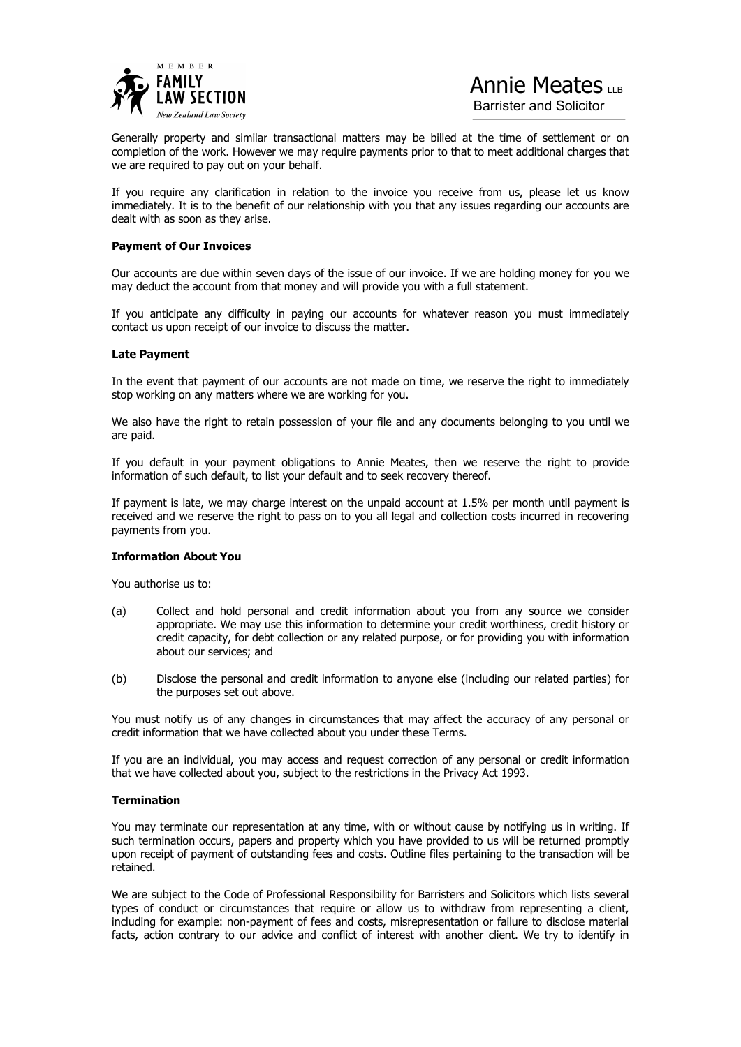Generally property and similar transactional matters may be billed at the time of settlement or on completion of the work. However we may require payments prior to that to meet additional charges that we are required to pay out on your behalf.

If you require any clarification in relation to the invoice you receive from us, please let us know immediately. It is to the benefit of our relationship with you that any issues regarding our accounts are dealt with as soon as they arise.

**Payment of Our Invoices**

Our accounts are due within seven days of the issue of our invoice. If we are holding money for you we may deduct the account from that money and will provide you with a full statement.

If you anticipate any difficulty in paying our accounts for whatever reason you must immediately contact us upon receipt of our invoice to discuss the matter.

**Late Payment**

In the event that payment of our accounts are not made on time, we reserve the right to immediately stop working on any matters where we are working for you.

We also have the right to retain possession of your file and any documents belonging to you until we are paid.

If you default in your payment obligations to Annie Meates, then we reserve the right to provide information of such default, to list your default and to seek recovery thereof.

If payment is late, we may charge interest on the unpaid account at 1.5% per month until payment is received and we reserve the right to pass on to you all legal and collection costs incurred in recovering payments from you.

**Information About You**

You authorise us to:

(a) Collect and hold personal and credit information about you from any source we consider appropriate. We may use this information to determine your credit worthiness, credit history or credit capacity, for debt collection or any related purpose, or for providing you with information about our services; and

(b) Disclose the personal and credit information to anyone else (including our related parties) for the purposes set out above.

You must notify us of any changes in circumstances that may affect the accuracy of any personal or credit information that we have collected about you under these Terms.

If you are an individual, you may access and request correction of any personal or credit information that we have collected about you, subject to the restrictions in the Privacy Act 1993.

**Termination**

You may terminate our representation at any time, with or without cause by notifying us in writing. If such termination occurs, papers and property which you have provided to us will be returned promptly upon receipt of payment of outstanding fees and costs. Outline files pertaining to the transaction will be retained.

We are subject to the Code of Professional Responsibility for Barristers and Solicitors which lists several types of conduct or circumstances that require or allow us to withdraw from representing a client, including for example: non-payment of fees and costs, misrepresentation or failure to disclose material facts, action contrary to our advice and conflict of interest with another client. We try to identify in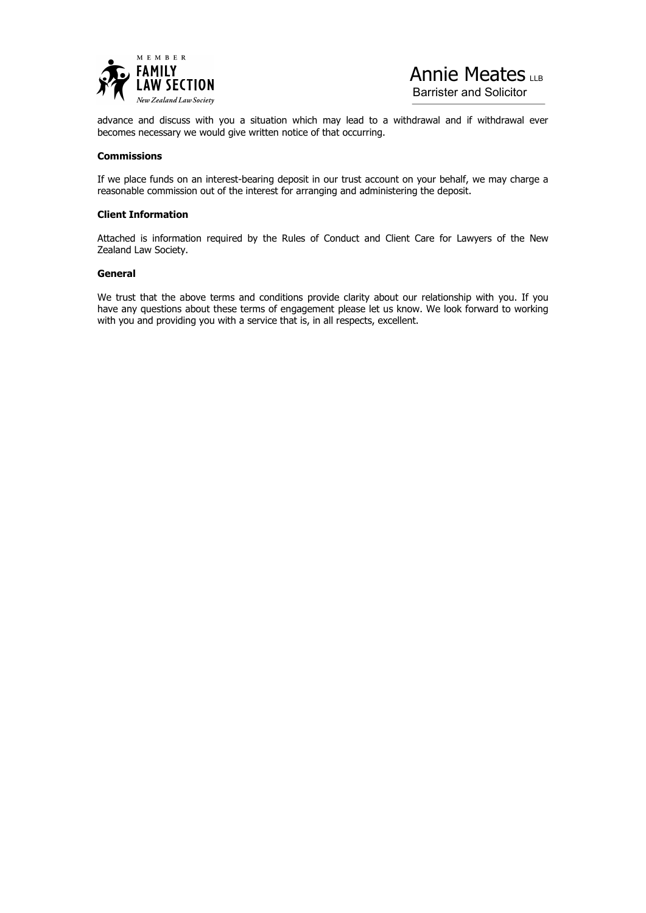advance and discuss with you a situation which may lead to a withdrawal and if withdrawal ever becomes necessary we would give written notice of that occurring.

**Commissions**

If we place funds on an interest-bearing deposit in our trust account on your behalf, we may charge a reasonable commission out of the interest for arranging and administering the deposit.

**Client Information**

Attached is information required by the Rules of Conduct and Client Care for Lawyers of the New Zealand Law Society.

**General**

We trust that the above terms and conditions provide clarity about our relationship with you. If you have any questions about these terms of engagement please let us know. We look forward to working with you and providing you with a service that is, in all respects, excellent.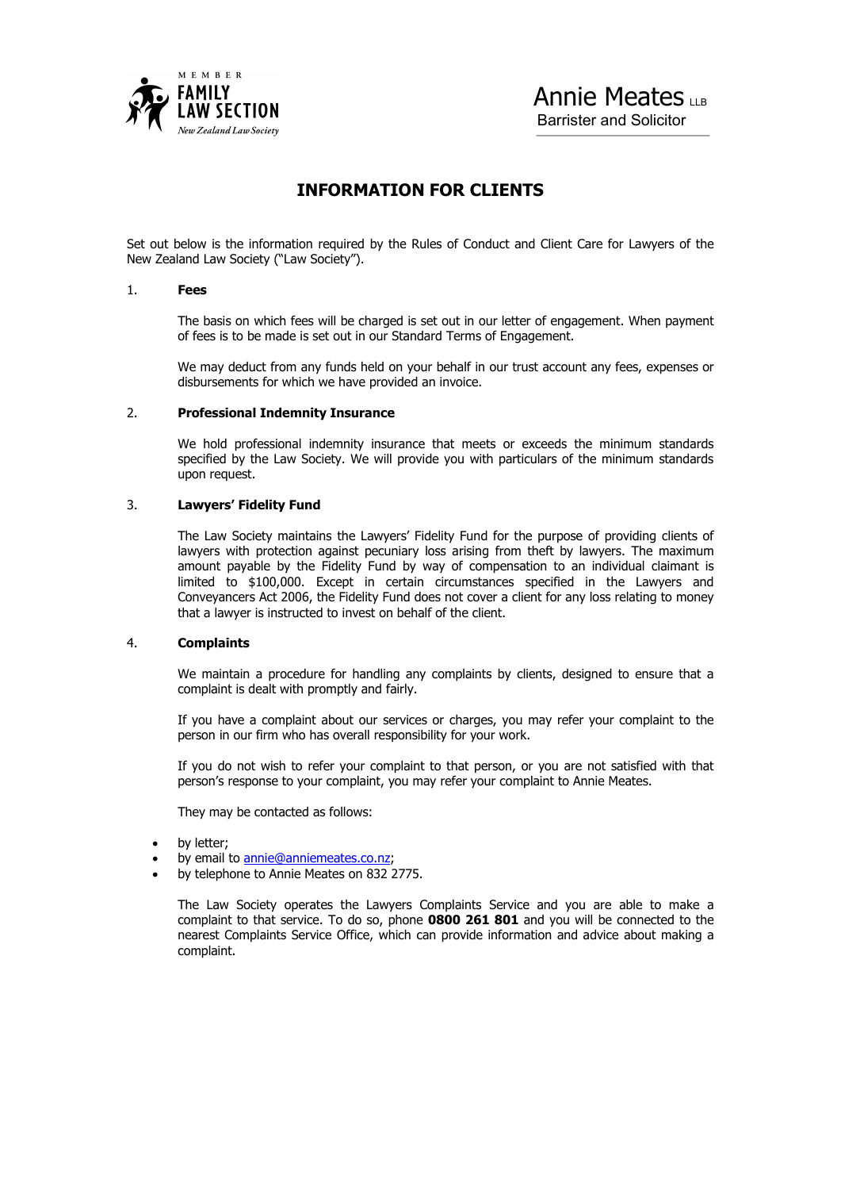MEMBER
**FAMILY LAW SECTION**
*New Zealand Law Society*

Annie Meates LLB
Barrister and Solicitor

# INFORMATION FOR CLIENTS

Set out below is the information required by the Rules of Conduct and Client Care for Lawyers of the New Zealand Law Society ("Law Society").

1. **Fees**

   The basis on which fees will be charged is set out in our letter of engagement. When payment of fees is to be made is set out in our Standard Terms of Engagement.

   We may deduct from any funds held on your behalf in our trust account any fees, expenses or disbursements for which we have provided an invoice.

2. **Professional Indemnity Insurance**

   We hold professional indemnity insurance that meets or exceeds the minimum standards specified by the Law Society. We will provide you with particulars of the minimum standards upon request.

3. **Lawyers' Fidelity Fund**

   The Law Society maintains the Lawyers' Fidelity Fund for the purpose of providing clients of lawyers with protection against pecuniary loss arising from theft by lawyers. The maximum amount payable by the Fidelity Fund by way of compensation to an individual claimant is limited to $100,000. Except in certain circumstances specified in the Lawyers and Conveyancers Act 2006, the Fidelity Fund does not cover a client for any loss relating to money that a lawyer is instructed to invest on behalf of the client.

4. **Complaints**

   We maintain a procedure for handling any complaints by clients, designed to ensure that a complaint is dealt with promptly and fairly.

   If you have a complaint about our services or charges, you may refer your complaint to the person in our firm who has overall responsibility for your work.

   If you do not wish to refer your complaint to that person, or you are not satisfied with that person's response to your complaint, you may refer your complaint to Annie Meates.

   They may be contacted as follows:

   - by letter;
   - by email to annie@anniemeates.co.nz;
   - by telephone to Annie Meates on 832 2775.

   The Law Society operates the Lawyers Complaints Service and you are able to make a complaint to that service. To do so, phone **0800 261 801** and you will be connected to the nearest Complaints Service Office, which can provide information and advice about making a complaint.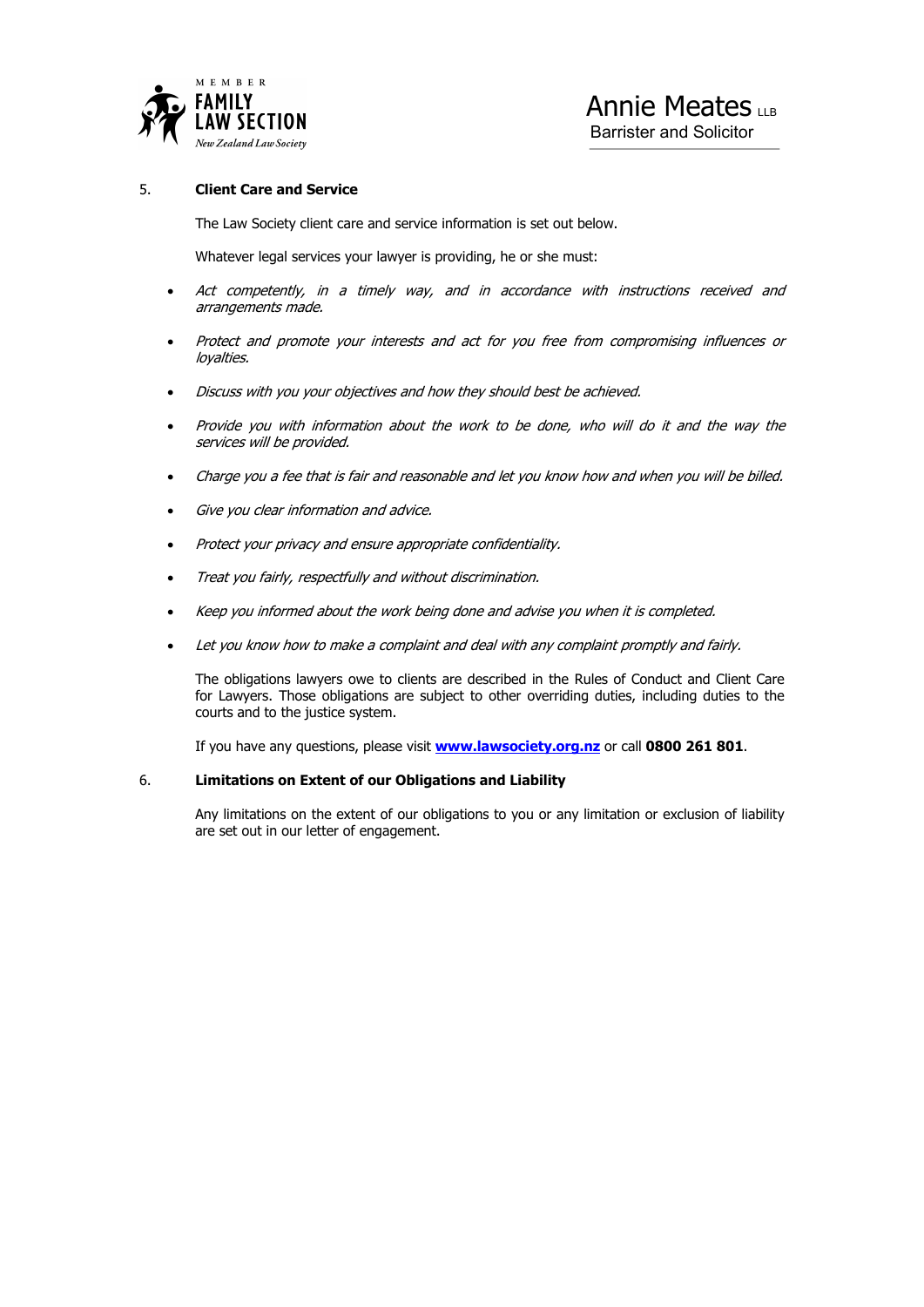## 5. Client Care and Service

The Law Society client care and service information is set out below.

Whatever legal services your lawyer is providing, he or she must:

- *Act competently, in a timely way, and in accordance with instructions received and arrangements made.*
- *Protect and promote your interests and act for you free from compromising influences or loyalties.*
- *Discuss with you your objectives and how they should best be achieved.*
- *Provide you with information about the work to be done, who will do it and the way the services will be provided.*
- *Charge you a fee that is fair and reasonable and let you know how and when you will be billed.*
- *Give you clear information and advice.*
- *Protect your privacy and ensure appropriate confidentiality.*
- *Treat you fairly, respectfully and without discrimination.*
- *Keep you informed about the work being done and advise you when it is completed.*
- *Let you know how to make a complaint and deal with any complaint promptly and fairly.*

The obligations lawyers owe to clients are described in the Rules of Conduct and Client Care for Lawyers. Those obligations are subject to other overriding duties, including duties to the courts and to the justice system.

If you have any questions, please visit **www.lawsociety.org.nz** or call **0800 261 801**.

## 6. Limitations on Extent of our Obligations and Liability

Any limitations on the extent of our obligations to you or any limitation or exclusion of liability are set out in our letter of engagement.